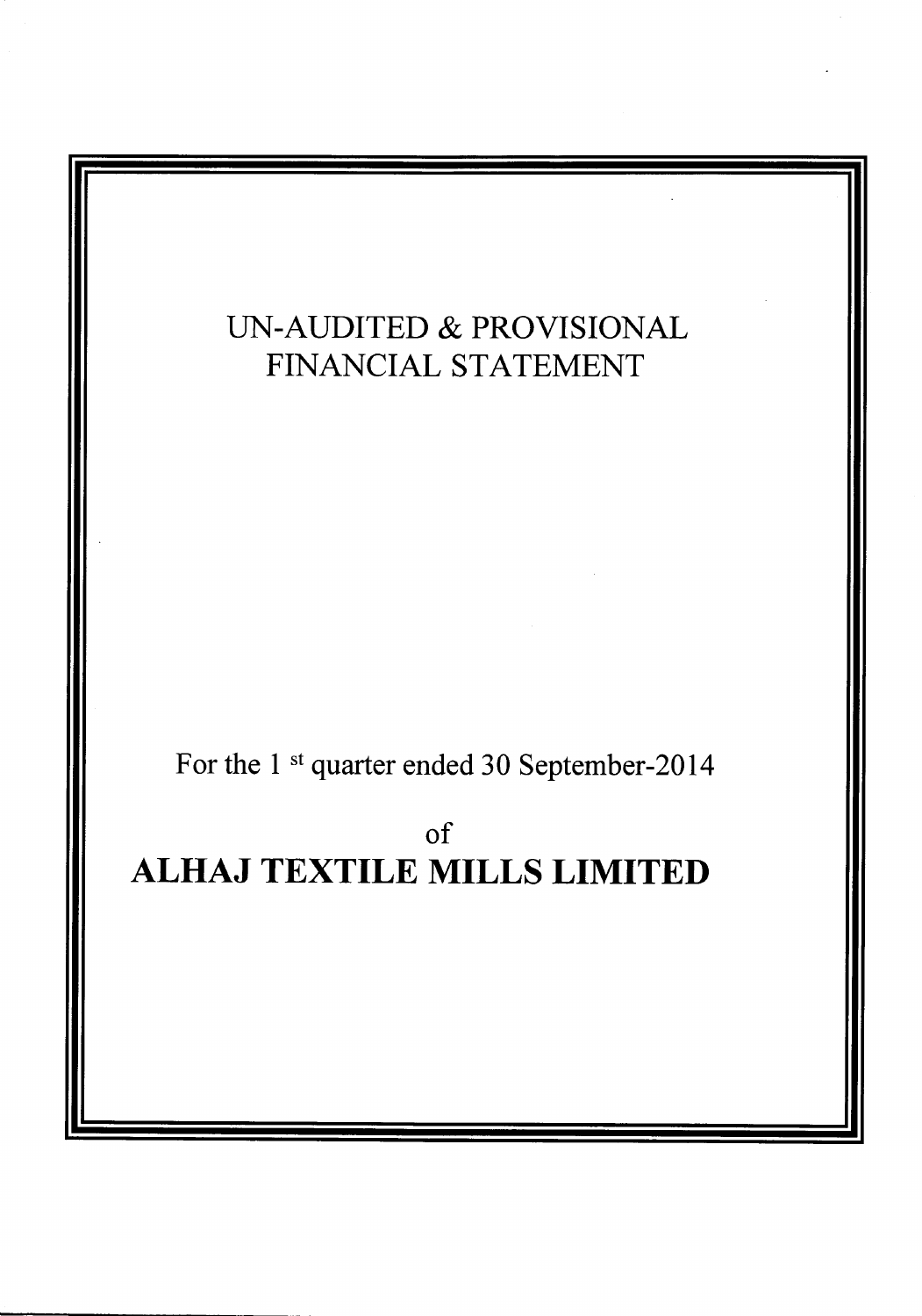# UN-AUDITED & PROVISIONAL FINANCIAL STATEMENT

For the 1 st quarter ended 30 September-2014

of

# ALHAJ TEXTILE MILLS LIMITED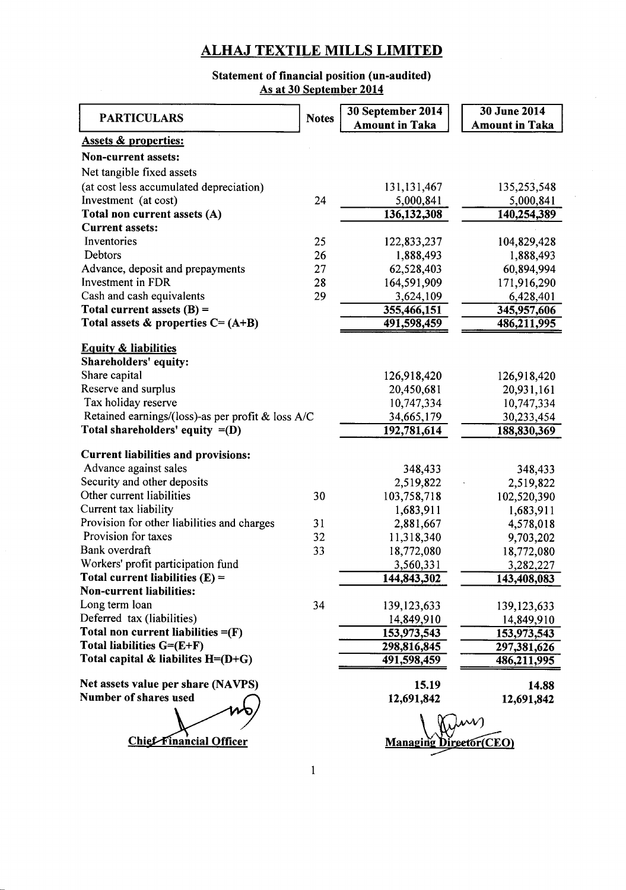# ALHAJ TEXTILE MILLS LIMITED

**Statement of financial position (un-audited)**
**As at 30 September 2014**

| PARTICULARS | Notes | 30 September 2014 Amount in Taka | 30 June 2014 Amount in Taka |
|---|---|---|---|
| **Assets & properties:** | | | |
| **Non-current assets:** | | | |
| Net tangible fixed assets | | | |
| (at cost less accumulated depreciation) | | 131,131,467 | 135,253,548 |
| Investment (at cost) | 24 | 5,000,841 | 5,000,841 |
| **Total non current assets (A)** | | **136,132,308** | **140,254,389** |
| **Current assets:** | | | |
| Inventories | 25 | 122,833,237 | 104,829,428 |
| Debtors | 26 | 1,888,493 | 1,888,493 |
| Advance, deposit and prepayments | 27 | 62,528,403 | 60,894,994 |
| Investment in FDR | 28 | 164,591,909 | 171,916,290 |
| Cash and cash equivalents | 29 | 3,624,109 | 6,428,401 |
| **Total current assets (B) =** | | **355,466,151** | **345,957,606** |
| **Total assets & properties C= (A+B)** | | **491,598,459** | **486,211,995** |
| **Equity & liabilities** | | | |
| **Shareholders' equity:** | | | |
| Share capital | | 126,918,420 | 126,918,420 |
| Reserve and surplus | | 20,450,681 | 20,931,161 |
| Tax holiday reserve | | 10,747,334 | 10,747,334 |
| Retained earnings/(loss)-as per profit & loss A/C | | 34,665,179 | 30,233,454 |
| **Total shareholders' equity =(D)** | | **192,781,614** | **188,830,369** |
| **Current liabilities and provisions:** | | | |
| Advance against sales | | 348,433 | 348,433 |
| Security and other deposits | | 2,519,822 | 2,519,822 |
| Other current liabilities | 30 | 103,758,718 | 102,520,390 |
| Current tax liability | | 1,683,911 | 1,683,911 |
| Provision for other liabilities and charges | 31 | 2,881,667 | 4,578,018 |
| Provision for taxes | 32 | 11,318,340 | 9,703,202 |
| Bank overdraft | 33 | 18,772,080 | 18,772,080 |
| Workers' profit participation fund | | 3,560,331 | 3,282,227 |
| **Total current liabilities (E) =** | | **144,843,302** | **143,408,083** |
| **Non-current liabilities:** | | | |
| Long term loan | 34 | 139,123,633 | 139,123,633 |
| Deferred tax (liabilities) | | 14,849,910 | 14,849,910 |
| **Total non current liabilities =(F)** | | **153,973,543** | **153,973,543** |
| **Total liabilities G=(E+F)** | | **298,816,845** | **297,381,626** |
| **Total capital & liabilites H=(D+G)** | | **491,598,459** | **486,211,995** |
| **Net assets value per share (NAVPS)** | | **15.19** | **14.88** |
| **Number of shares used** | | **12,691,842** | **12,691,842** |

**Chief Financial Officer** | **Managing Director(CEO)**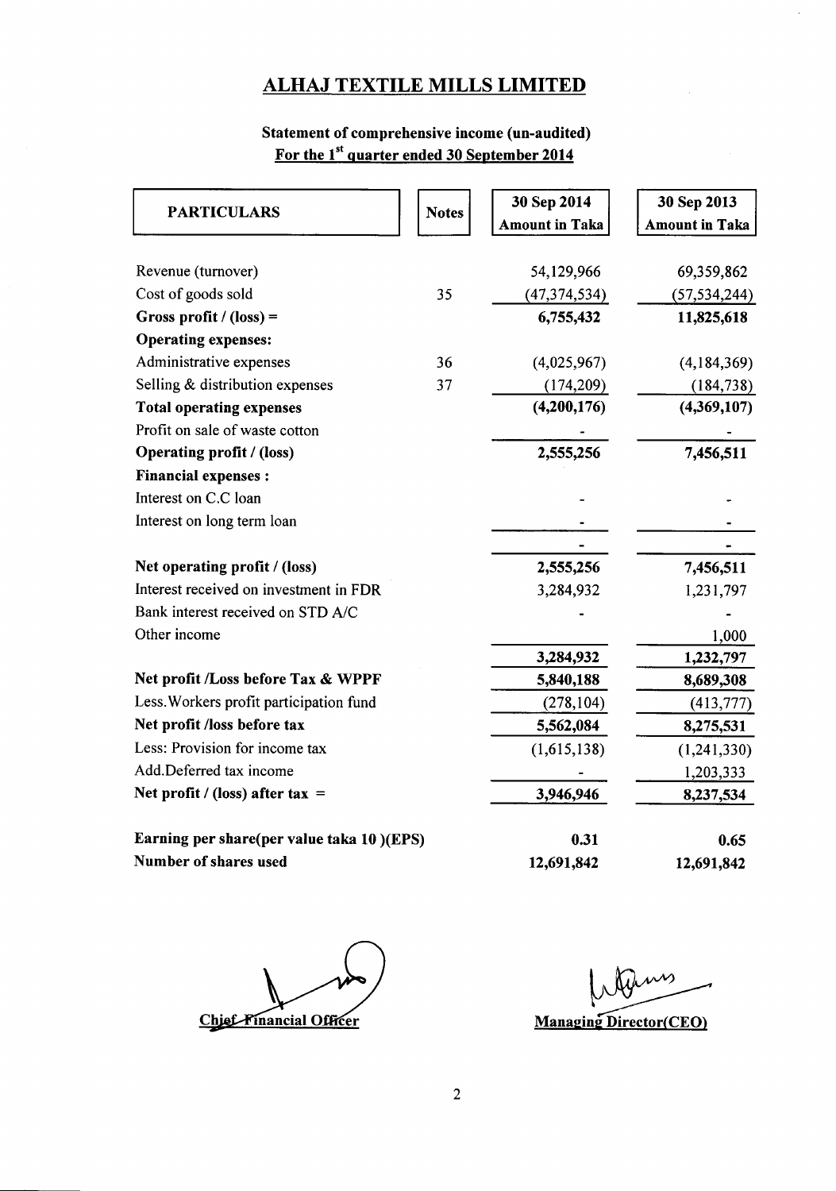# ALHAJ TEXTILE MILLS LIMITED

## Statement of comprehensive income (un-audited)

**For the 1st quarter ended 30 September 2014**

| PARTICULARS | Notes | 30 Sep 2014 Amount in Taka | 30 Sep 2013 Amount in Taka |
|---|---|---|---|
| Revenue (turnover) | | 54,129,966 | 69,359,862 |
| Cost of goods sold | 35 | (47,374,534) | (57,534,244) |
| **Gross profit / (loss) =** | | **6,755,432** | **11,825,618** |
| **Operating expenses:** | | | |
| Administrative expenses | 36 | (4,025,967) | (4,184,369) |
| Selling & distribution expenses | 37 | (174,209) | (184,738) |
| **Total operating expenses** | | **(4,200,176)** | **(4,369,107)** |
| Profit on sale of waste cotton | | - | - |
| **Operating profit / (loss)** | | **2,555,256** | **7,456,511** |
| **Financial expenses :** | | | |
| Interest on C.C loan | | - | - |
| Interest on long term loan | | - | - |
| | | - | - |
| **Net operating profit / (loss)** | | **2,555,256** | **7,456,511** |
| Interest received on investment in FDR | | 3,284,932 | 1,231,797 |
| Bank interest received on STD A/C | | - | - |
| Other income | | | 1,000 |
| | | **3,284,932** | **1,232,797** |
| **Net profit /Loss before Tax & WPPF** | | **5,840,188** | **8,689,308** |
| Less.Workers profit participation fund | | (278,104) | (413,777) |
| **Net profit /loss before tax** | | **5,562,084** | **8,275,531** |
| Less: Provision for income tax | | (1,615,138) | (1,241,330) |
| Add.Deferred tax income | | - | 1,203,333 |
| **Net profit / (loss) after tax =** | | **3,946,946** | **8,237,534** |
| | | | |
| **Earning per share(per value taka 10 )(EPS)** | | **0.31** | **0.65** |
| **Number of shares used** | | **12,691,842** | **12,691,842** |

Chief Financial Officer

Managing Director(CEO)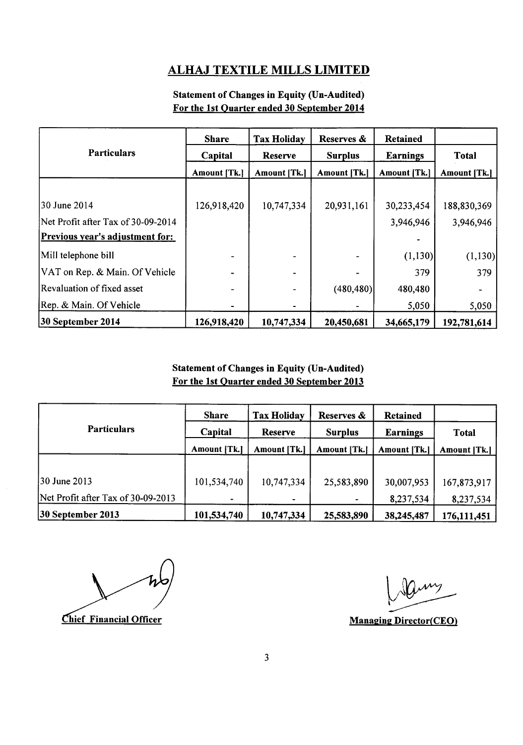# ALHAJ TEXTILE MILLS LIMITED

**Statement of Changes in Equity (Un-Audited)**
**For the 1st Quarter ended 30 September 2014**

| Particulars | Share Capital | Tax Holiday Reserve | Reserves & Surplus | Retained Earnings | Total |
|---|---|---|---|---|---|
| | Amount [Tk.] | Amount [Tk.] | Amount [Tk.] | Amount [Tk.] | Amount [Tk.] |
| 30 June 2014 | 126,918,420 | 10,747,334 | 20,931,161 | 30,233,454 | 188,830,369 |
| Net Profit after Tax of 30-09-2014 | | | | 3,946,946 | 3,946,946 |
| **Previous year's adjustment for:** | | | | - | |
| Mill telephone bill | - | - | - | (1,130) | (1,130) |
| VAT on Rep. & Main. Of Vehicle | - | - | - | 379 | 379 |
| Revaluation of fixed asset | - | - | (480,480) | 480,480 | - |
| Rep. & Main. Of Vehicle | - | - | - | 5,050 | 5,050 |
| **30 September 2014** | **126,918,420** | **10,747,334** | **20,450,681** | **34,665,179** | **192,781,614** |

**Statement of Changes in Equity (Un-Audited)**
**For the 1st Quarter ended 30 September 2013**

| Particulars | Share Capital | Tax Holiday Reserve | Reserves & Surplus | Retained Earnings | Total |
|---|---|---|---|---|---|
| | Amount [Tk.] | Amount [Tk.] | Amount [Tk.] | Amount [Tk.] | Amount [Tk.] |
| 30 June 2013 | 101,534,740 | 10,747,334 | 25,583,890 | 30,007,953 | 167,873,917 |
| Net Profit after Tax of 30-09-2013 | - | - | - | 8,237,534 | 8,237,534 |
| **30 September 2013** | **101,534,740** | **10,747,334** | **25,583,890** | **38,245,487** | **176,111,451** |

Chief Financial Officer

Managing Director(CEO)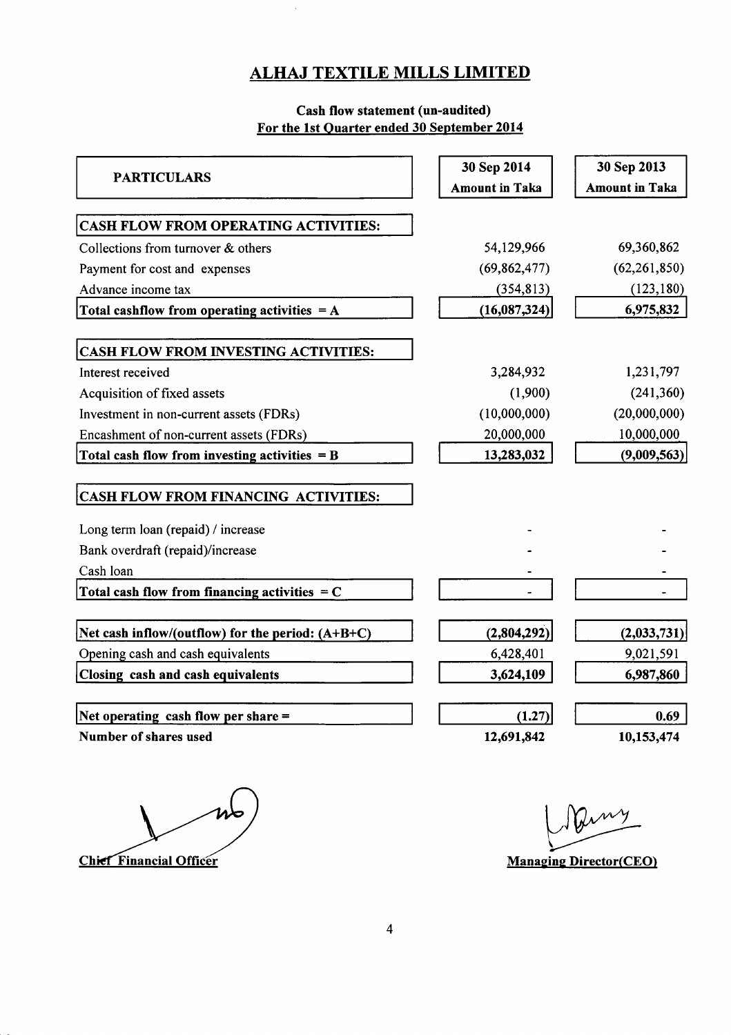# ALHAJ TEXTILE MILLS LIMITED

**Cash flow statement (un-audited)**
**For the 1st Quarter ended 30 September 2014**

| PARTICULARS | 30 Sep 2014 Amount in Taka | 30 Sep 2013 Amount in Taka |
|---|---|---|
| **CASH FLOW FROM OPERATING ACTIVITIES:** | | |
| Collections from turnover & others | 54,129,966 | 69,360,862 |
| Payment for cost and expenses | (69,862,477) | (62,261,850) |
| Advance income tax | (354,813) | (123,180) |
| **Total cashflow from operating activities = A** | **(16,087,324)** | **6,975,832** |
| **CASH FLOW FROM INVESTING ACTIVITIES:** | | |
| Interest received | 3,284,932 | 1,231,797 |
| Acquisition of fixed assets | (1,900) | (241,360) |
| Investment in non-current assets (FDRs) | (10,000,000) | (20,000,000) |
| Encashment of non-current assets (FDRs) | 20,000,000 | 10,000,000 |
| **Total cash flow from investing activities = B** | **13,283,032** | **(9,009,563)** |
| **CASH FLOW FROM FINANCING ACTIVITIES:** | | |
| Long term loan (repaid) / increase | - | - |
| Bank overdraft (repaid)/increase | - | - |
| Cash loan | - | - |
| **Total cash flow from financing activities = C** | - | - |
| **Net cash inflow/(outflow) for the period: (A+B+C)** | **(2,804,292)** | **(2,033,731)** |
| Opening cash and cash equivalents | 6,428,401 | 9,021,591 |
| **Closing cash and cash equivalents** | **3,624,109** | **6,987,860** |
| **Net operating cash flow per share =** | **(1.27)** | **0.69** |
| **Number of shares used** | **12,691,842** | **10,153,474** |

Chief Financial Officer

Managing Director(CEO)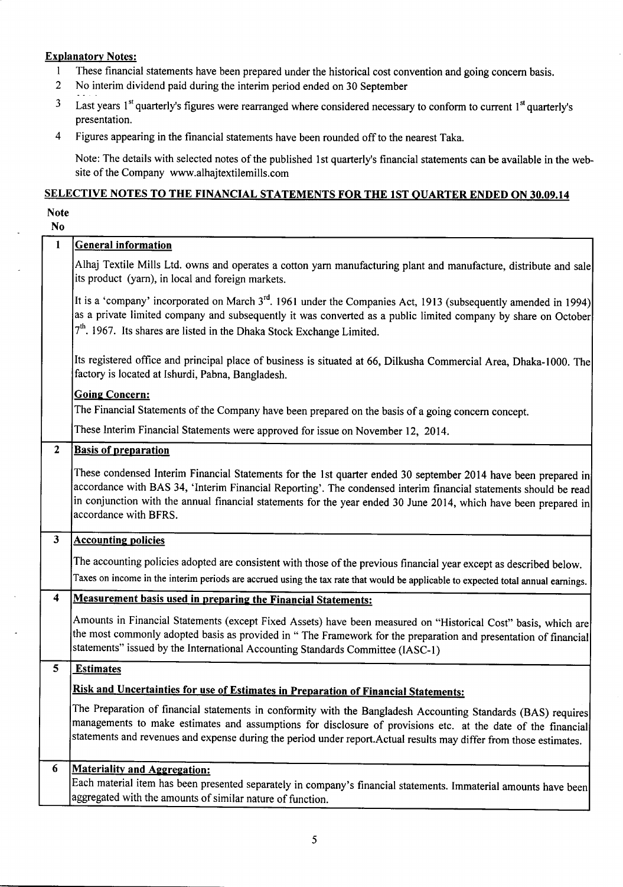**Explanatory Notes:**

1. These financial statements have been prepared under the historical cost convention and going concern basis.
2. No interim dividend paid during the interim period ended on 30 September
3. Last years 1st quarterly's figures were rearranged where considered necessary to conform to current 1st quarterly's presentation.
4. Figures appearing in the financial statements have been rounded off to the nearest Taka.

Note: The details with selected notes of the published 1st quarterly's financial statements can be available in the web-site of the Company www.alhajtextilemills.com

## SELECTIVE NOTES TO THE FINANCIAL STATEMENTS FOR THE 1ST QUARTER ENDED ON 30.09.14

| Note No | |
|---|---|
| 1 | **General information**<br><br>Alhaj Textile Mills Ltd. owns and operates a cotton yarn manufacturing plant and manufacture, distribute and sale its product (yarn), in local and foreign markets.<br><br>It is a 'company' incorporated on March 3rd. 1961 under the Companies Act, 1913 (subsequently amended in 1994) as a private limited company and subsequently it was converted as a public limited company by share on October 7th. 1967. Its shares are listed in the Dhaka Stock Exchange Limited.<br><br>Its registered office and principal place of business is situated at 66, Dilkusha Commercial Area, Dhaka-1000. The factory is located at Ishurdi, Pabna, Bangladesh.<br><br>**Going Concern:**<br>The Financial Statements of the Company have been prepared on the basis of a going concern concept.<br><br>These Interim Financial Statements were approved for issue on November 12, 2014. |
| 2 | **Basis of preparation**<br><br>These condensed Interim Financial Statements for the 1st quarter ended 30 september 2014 have been prepared in accordance with BAS 34, 'Interim Financial Reporting'. The condensed interim financial statements should be read in conjunction with the annual financial statements for the year ended 30 June 2014, which have been prepared in accordance with BFRS. |
| 3 | **Accounting policies**<br><br>The accounting policies adopted are consistent with those of the previous financial year except as described below.<br>Taxes on income in the interim periods are accrued using the tax rate that would be applicable to expected total annual earnings. |
| 4 | **Measurement basis used in preparing the Financial Statements:**<br><br>Amounts in Financial Statements (except Fixed Assets) have been measured on "Historical Cost" basis, which are the most commonly adopted basis as provided in " The Framework for the preparation and presentation of financial statements" issued by the International Accounting Standards Committee (IASC-1) |
| 5 | **Estimates**<br><br>**Risk and Uncertainties for use of Estimates in Preparation of Financial Statements:**<br><br>The Preparation of financial statements in conformity with the Bangladesh Accounting Standards (BAS) requires managements to make estimates and assumptions for disclosure of provisions etc. at the date of the financial statements and revenues and expense during the period under report.Actual results may differ from those estimates. |
| 6 | **Materiality and Aggregation:**<br>Each material item has been presented separately in company's financial statements. Immaterial amounts have been aggregated with the amounts of similar nature of function. |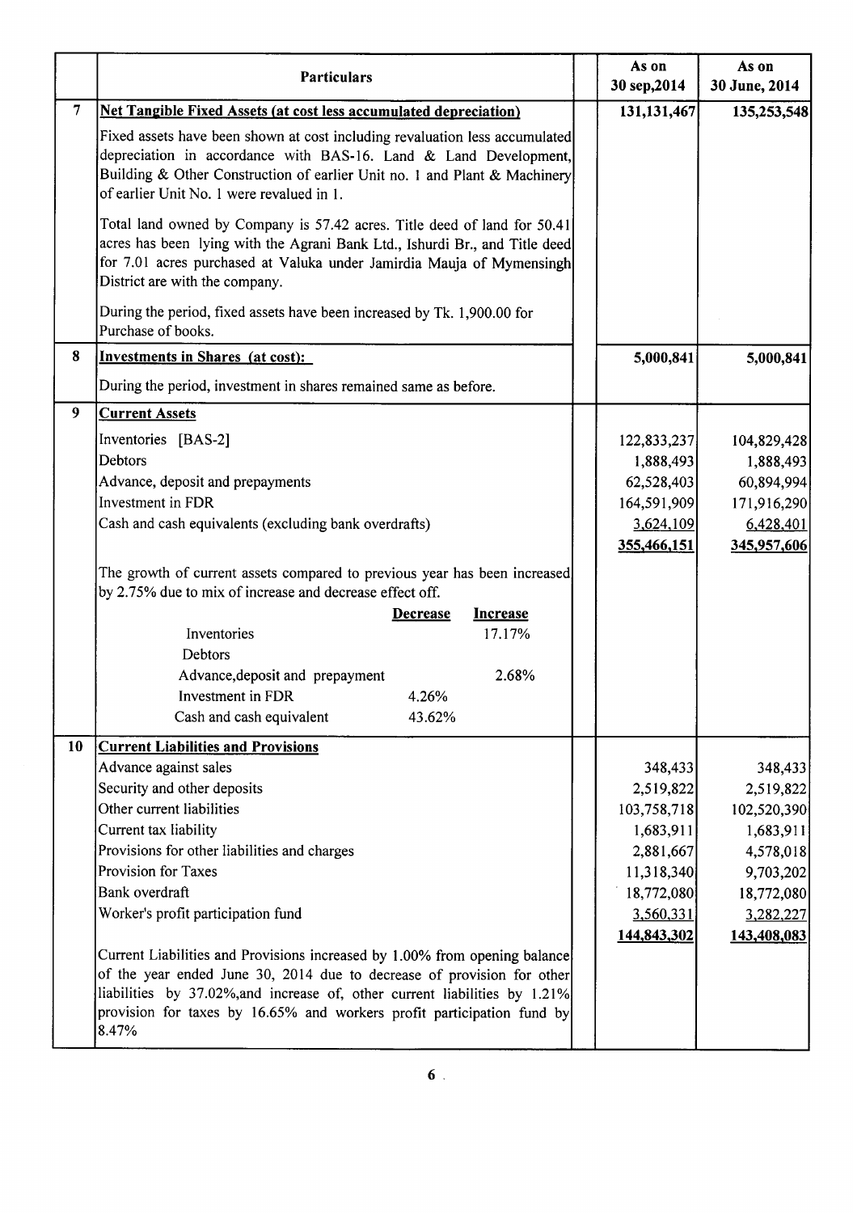| | Particulars | | As on 30 sep,2014 | As on 30 June, 2014 |
|---|---|---|---|---|
| 7 | **Net Tangible Fixed Assets (at cost less accumulated depreciation)** | | **131,131,467** | **135,253,548** |
| | Fixed assets have been shown at cost including revaluation less accumulated depreciation in accordance with BAS-16. Land & Land Development, Building & Other Construction of earlier Unit no. 1 and Plant & Machinery of earlier Unit No. 1 were revalued in 1. | | | |
| | Total land owned by Company is 57.42 acres. Title deed of land for 50.41 acres has been lying with the Agrani Bank Ltd., Ishurdi Br., and Title deed for 7.01 acres purchased at Valuka under Jamirdia Mauja of Mymensingh District are with the company. | | | |
| | During the period, fixed assets have been increased by Tk. 1,900.00 for Purchase of books. | | | |
| 8 | **Investments in Shares (at cost):** | | **5,000,841** | **5,000,841** |
| | During the period, investment in shares remained same as before. | | | |
| 9 | **Current Assets** | | | |
| | Inventories [BAS-2] | | 122,833,237 | 104,829,428 |
| | Debtors | | 1,888,493 | 1,888,493 |
| | Advance, deposit and prepayments | | 62,528,403 | 60,894,994 |
| | Investment in FDR | | 164,591,909 | 171,916,290 |
| | Cash and cash equivalents (excluding bank overdrafts) | | 3,624,109 | 6,428,401 |
| | | | **355,466,151** | **345,957,606** |
| | The growth of current assets compared to previous year has been increased by 2.75% due to mix of increase and decrease effect off. | | | |
| | **Decrease** / **Increase** | | | |
| | Inventories — Increase 17.17% | | | |
| | Debtors | | | |
| | Advance,deposit and prepayment — Increase 2.68% | | | |
| | Investment in FDR — Decrease 4.26% | | | |
| | Cash and cash equivalent — Decrease 43.62% | | | |
| 10 | **Current Liabilities and Provisions** | | | |
| | Advance against sales | | 348,433 | 348,433 |
| | Security and other deposits | | 2,519,822 | 2,519,822 |
| | Other current liabilities | | 103,758,718 | 102,520,390 |
| | Current tax liability | | 1,683,911 | 1,683,911 |
| | Provisions for other liabilities and charges | | 2,881,667 | 4,578,018 |
| | Provision for Taxes | | 11,318,340 | 9,703,202 |
| | Bank overdraft | | 18,772,080 | 18,772,080 |
| | Worker's profit participation fund | | 3,560,331 | 3,282,227 |
| | | | **144,843,302** | **143,408,083** |
| | Current Liabilities and Provisions increased by 1.00% from opening balance of the year ended June 30, 2014 due to decrease of provision for other liabilities by 37.02%,and increase of, other current liabilities by 1.21% provision for taxes by 16.65% and workers profit participation fund by 8.47% | | | |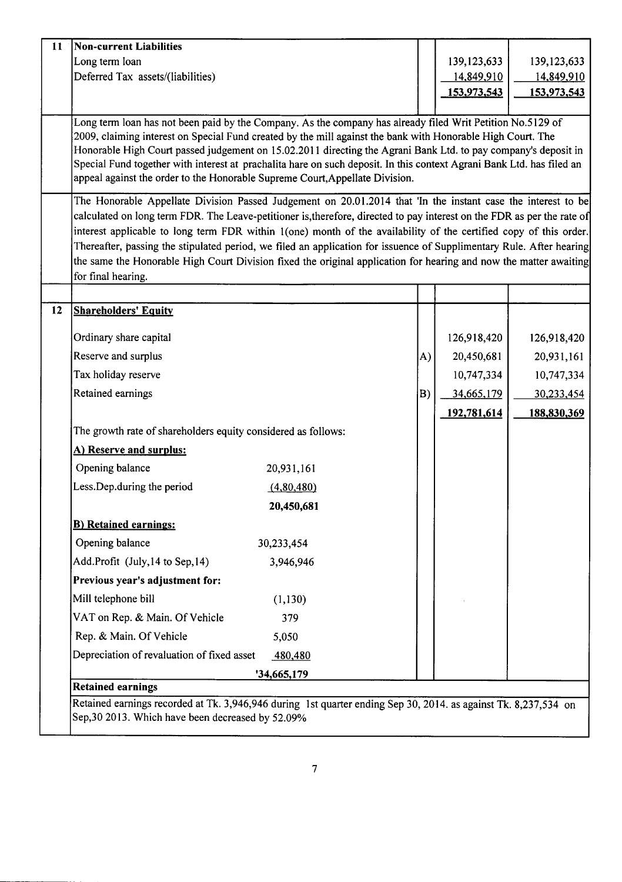| | | | | |
|---|---|---|---|---|
| **11** | **Non-current Liabilities** | | | |
| | Long term loan | | 139,123,633 | 139,123,633 |
| | Deferred Tax assets/(liabilities) | | 14,849,910 | 14,849,910 |
| | | | 153,973,543 | 153,973,543 |

Long term loan has not been paid by the Company. As the company has already filed Writ Petition No.5129 of 2009, claiming interest on Special Fund created by the mill against the bank with Honorable High Court. The Honorable High Court passed judgement on 15.02.2011 directing the Agrani Bank Ltd. to pay company's deposit in Special Fund together with interest at prachalita hare on such deposit. In this context Agrani Bank Ltd. has filed an appeal against the order to the Honorable Supreme Court,Appellate Division.

The Honorable Appellate Division Passed Judgement on 20.01.2014 that 'In the instant case the interest to be calculated on long term FDR. The Leave-petitioner is,therefore, directed to pay interest on the FDR as per the rate of interest applicable to long term FDR within 1(one) month of the availability of the certified copy of this order. Thereafter, passing the stipulated period, we filed an application for issuence of Supplimentary Rule. After hearing the same the Honorable High Court Division fixed the original application for hearing and now the matter awaiting for final hearing.

| | | | | | |
|---|---|---|---|---|---|
| **12** | **Shareholders' Equity** | | | | |
| | Ordinary share capital | | | 126,918,420 | 126,918,420 |
| | Reserve and surplus | | A) | 20,450,681 | 20,931,161 |
| | Tax holiday reserve | | | 10,747,334 | 10,747,334 |
| | Retained earnings | | B) | 34,665,179 | 30,233,454 |
| | | | | 192,781,614 | 188,830,369 |
| | The growth rate of shareholders equity considered as follows: | | | | |
| | **A) Reserve and surplus:** | | | | |
| | Opening balance | 20,931,161 | | | |
| | Less.Dep.during the period | (4,80,480) | | | |
| | | **20,450,681** | | | |
| | **B) Retained earnings:** | | | | |
| | Opening balance | 30,233,454 | | | |
| | Add.Profit (July,14 to Sep,14) | 3,946,946 | | | |
| | **Previous year's adjustment for:** | | | | |
| | Mill telephone bill | (1,130) | | | |
| | VAT on Rep. & Main. Of Vehicle | 379 | | | |
| | Rep. & Main. Of Vehicle | 5,050 | | | |
| | Depreciation of revaluation of fixed asset | 480,480 | | | |
| | | '34,665,179 | | | |

**Retained earnings**

Retained earnings recorded at Tk. 3,946,946 during 1st quarter ending Sep 30, 2014. as against Tk. 8,237,534 on Sep,30 2013. Which have been decreased by 52.09%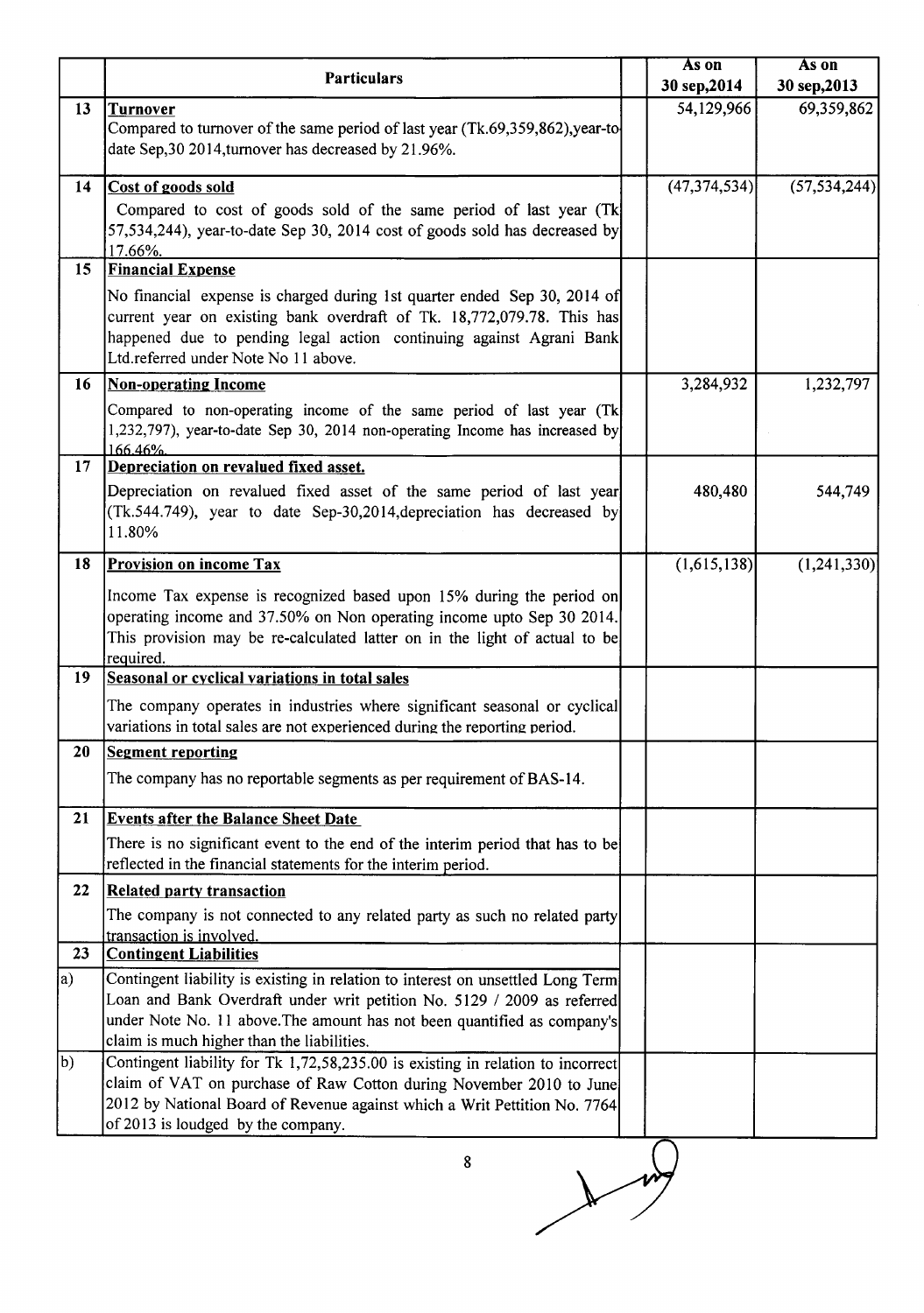| | Particulars | | As on 30 sep,2014 | As on 30 sep,2013 |
|---|---|---|---|---|
| 13 | **Turnover**<br>Compared to turnover of the same period of last year (Tk.69,359,862),year-to-date Sep,30 2014,turnover has decreased by 21.96%. | | 54,129,966 | 69,359,862 |
| 14 | **Cost of goods sold**<br>Compared to cost of goods sold of the same period of last year (Tk 57,534,244), year-to-date Sep 30, 2014 cost of goods sold has decreased by 17.66%. | | (47,374,534) | (57,534,244) |
| 15 | **Financial Expense**<br>No financial expense is charged during 1st quarter ended Sep 30, 2014 of current year on existing bank overdraft of Tk. 18,772,079.78. This has happened due to pending legal action continuing against Agrani Bank Ltd.referred under Note No 11 above. | | | |
| 16 | **Non-operating Income**<br>Compared to non-operating income of the same period of last year (Tk 1,232,797), year-to-date Sep 30, 2014 non-operating Income has increased by 166.46%. | | 3,284,932 | 1,232,797 |
| 17 | **Depreciation on revalued fixed asset.**<br>Depreciation on revalued fixed asset of the same period of last year (Tk.544.749), year to date Sep-30,2014,depreciation has decreased by 11.80% | | 480,480 | 544,749 |
| 18 | **Provision on income Tax**<br>Income Tax expense is recognized based upon 15% during the period on operating income and 37.50% on Non operating income upto Sep 30 2014. This provision may be re-calculated latter on in the light of actual to be required. | | (1,615,138) | (1,241,330) |
| 19 | **Seasonal or cyclical variations in total sales**<br>The company operates in industries where significant seasonal or cyclical variations in total sales are not experienced during the reporting period. | | | |
| 20 | **Segment reporting**<br>The company has no reportable segments as per requirement of BAS-14. | | | |
| 21 | **Events after the Balance Sheet Date**<br>There is no significant event to the end of the interim period that has to be reflected in the financial statements for the interim period. | | | |
| 22 | **Related party transaction**<br>The company is not connected to any related party as such no related party transaction is involved. | | | |
| 23 | **Contingent Liabilities** | | | |
| a) | Contingent liability is existing in relation to interest on unsettled Long Term Loan and Bank Overdraft under writ petition No. 5129 / 2009 as referred under Note No. 11 above.The amount has not been quantified as company's claim is much higher than the liabilities. | | | |
| b) | Contingent liability for Tk 1,72,58,235.00 is existing in relation to incorrect claim of VAT on purchase of Raw Cotton during November 2010 to June 2012 by National Board of Revenue against which a Writ Pettition No. 7764 of 2013 is loudged by the company. | | | |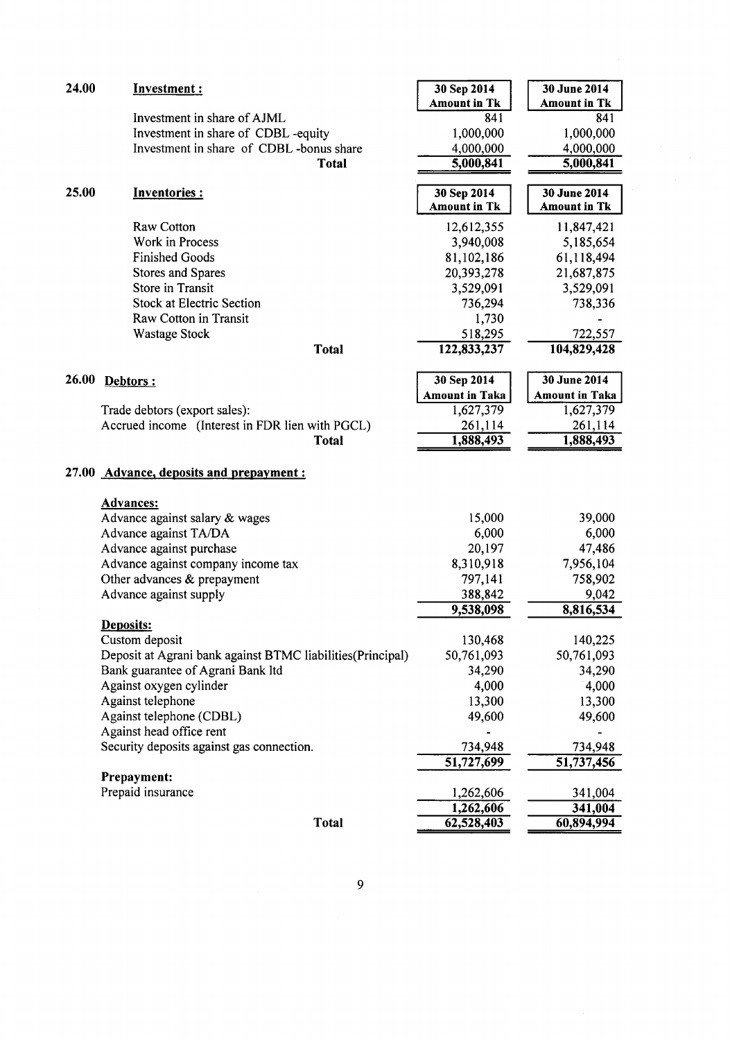## 24.00 Investment :

| | 30 Sep 2014 Amount in Tk | 30 June 2014 Amount in Tk |
|---|---|---|
| Investment in share of AJML | 841 | 841 |
| Investment in share of CDBL -equity | 1,000,000 | 1,000,000 |
| Investment in share of CDBL -bonus share | 4,000,000 | 4,000,000 |
| **Total** | **5,000,841** | **5,000,841** |

## 25.00 Inventories :

| | 30 Sep 2014 Amount in Tk | 30 June 2014 Amount in Tk |
|---|---|---|
| Raw Cotton | 12,612,355 | 11,847,421 |
| Work in Process | 3,940,008 | 5,185,654 |
| Finished Goods | 81,102,186 | 61,118,494 |
| Stores and Spares | 20,393,278 | 21,687,875 |
| Store in Transit | 3,529,091 | 3,529,091 |
| Stock at Electric Section | 736,294 | 738,336 |
| Raw Cotton in Transit | 1,730 | - |
| Wastage Stock | 518,295 | 722,557 |
| **Total** | **122,833,237** | **104,829,428** |

## 26.00 Debtors :

| | 30 Sep 2014 Amount in Taka | 30 June 2014 Amount in Taka |
|---|---|---|
| Trade debtors (export sales): | 1,627,379 | 1,627,379 |
| Accrued income (Interest in FDR lien with PGCL) | 261,114 | 261,114 |
| **Total** | **1,888,493** | **1,888,493** |

## 27.00 Advance, deposits and prepayment :

| | 30 Sep 2014 | 30 June 2014 |
|---|---|---|
| **Advances:** | | |
| Advance against salary & wages | 15,000 | 39,000 |
| Advance against TA/DA | 6,000 | 6,000 |
| Advance against purchase | 20,197 | 47,486 |
| Advance against company income tax | 8,310,918 | 7,956,104 |
| Other advances & prepayment | 797,141 | 758,902 |
| Advance against supply | 388,842 | 9,042 |
| | **9,538,098** | **8,816,534** |
| **Deposits:** | | |
| Custom deposit | 130,468 | 140,225 |
| Deposit at Agrani bank against BTMC liabilities(Principal) | 50,761,093 | 50,761,093 |
| Bank guarantee of Agrani Bank ltd | 34,290 | 34,290 |
| Against oxygen cylinder | 4,000 | 4,000 |
| Against telephone | 13,300 | 13,300 |
| Against telephone (CDBL) | 49,600 | 49,600 |
| Against head office rent | - | - |
| Security deposits against gas connection. | 734,948 | 734,948 |
| | **51,727,699** | **51,737,456** |
| **Prepayment:** | | |
| Prepaid insurance | 1,262,606 | 341,004 |
| | **1,262,606** | **341,004** |
| **Total** | **62,528,403** | **60,894,994** |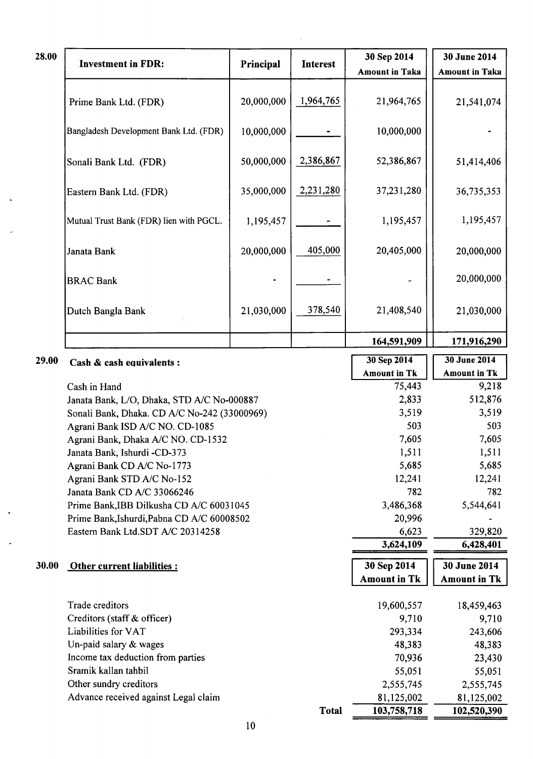**28.00**

| Investment in FDR: | Principal | Interest | 30 Sep 2014 Amount in Taka | 30 June 2014 Amount in Taka |
|---|---|---|---|---|
| Prime Bank Ltd. (FDR) | 20,000,000 | 1,964,765 | 21,964,765 | 21,541,074 |
| Bangladesh Development Bank Ltd. (FDR) | 10,000,000 | - | 10,000,000 | - |
| Sonali Bank Ltd. (FDR) | 50,000,000 | 2,386,867 | 52,386,867 | 51,414,406 |
| Eastern Bank Ltd. (FDR) | 35,000,000 | 2,231,280 | 37,231,280 | 36,735,353 |
| Mutual Trust Bank (FDR) lien with PGCL. | 1,195,457 | - | 1,195,457 | 1,195,457 |
| Janata Bank | 20,000,000 | 405,000 | 20,405,000 | 20,000,000 |
| BRAC Bank | - | - | - | 20,000,000 |
| Dutch Bangla Bank | 21,030,000 | 378,540 | 21,408,540 | 21,030,000 |
| | | | **164,591,909** | **171,916,290** |

**29.00 Cash & cash equivalents :**

| | 30 Sep 2014 Amount in Tk | 30 June 2014 Amount in Tk |
|---|---|---|
| Cash in Hand | 75,443 | 9,218 |
| Janata Bank, L/O, Dhaka, STD A/C No-000887 | 2,833 | 512,876 |
| Sonali Bank, Dhaka. CD A/C No-242 (33000969) | 3,519 | 3,519 |
| Agrani Bank ISD A/C NO. CD-1085 | 503 | 503 |
| Agrani Bank, Dhaka A/C NO. CD-1532 | 7,605 | 7,605 |
| Janata Bank, Ishurdi -CD-373 | 1,511 | 1,511 |
| Agrani Bank CD A/C No-1773 | 5,685 | 5,685 |
| Agrani Bank STD A/C No-152 | 12,241 | 12,241 |
| Janata Bank CD A/C 33066246 | 782 | 782 |
| Prime Bank,IBB Dilkusha CD A/C 60031045 | 3,486,368 | 5,544,641 |
| Prime Bank,Ishurdi,Pabna CD A/C 60008502 | 20,996 | - |
| Eastern Bank Ltd.SDT A/C 20314258 | 6,623 | 329,820 |
| | **3,624,109** | **6,428,401** |

**30.00 Other current liabilities :**

| | 30 Sep 2014 Amount in Tk | 30 June 2014 Amount in Tk |
|---|---|---|
| Trade creditors | 19,600,557 | 18,459,463 |
| Creditors (staff & officer) | 9,710 | 9,710 |
| Liabilities for VAT | 293,334 | 243,606 |
| Un-paid salary & wages | 48,383 | 48,383 |
| Income tax deduction from parties | 70,936 | 23,430 |
| Sramik kallan tahbil | 55,051 | 55,051 |
| Other sundry creditors | 2,555,745 | 2,555,745 |
| Advance received against Legal claim | 81,125,002 | 81,125,002 |
| **Total** | **103,758,718** | **102,520,390** |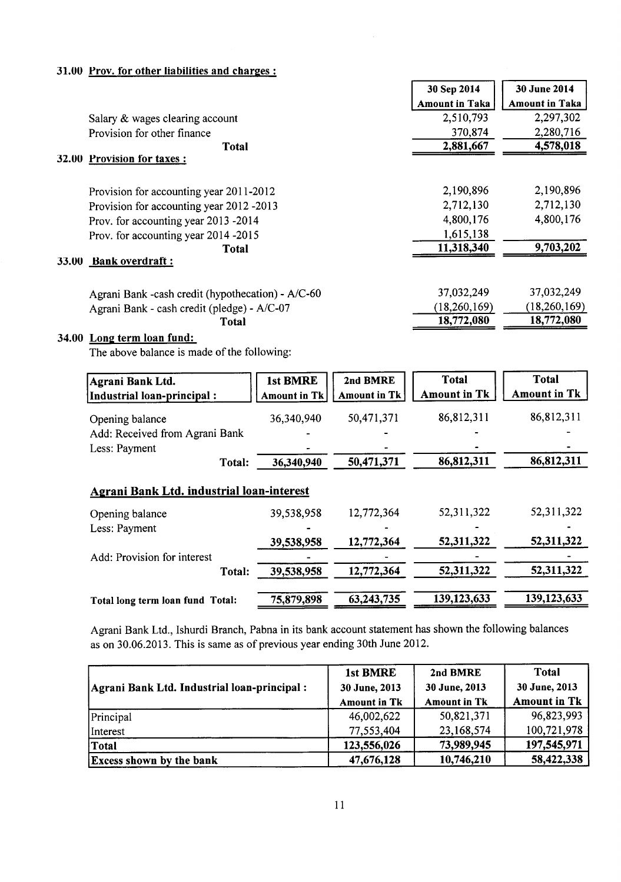### 31.00 Prov. for other liabilities and charges :

| | 30 Sep 2014 Amount in Taka | 30 June 2014 Amount in Taka |
|---|---|---|
| Salary & wages clearing account | 2,510,793 | 2,297,302 |
| Provision for other finance | 370,874 | 2,280,716 |
| **Total** | **2,881,667** | **4,578,018** |

### 32.00 Provision for taxes :

| | 30 Sep 2014 Amount in Taka | 30 June 2014 Amount in Taka |
|---|---|---|
| Provision for accounting year 2011-2012 | 2,190,896 | 2,190,896 |
| Provision for accounting year 2012 -2013 | 2,712,130 | 2,712,130 |
| Prov. for accounting year 2013 -2014 | 4,800,176 | 4,800,176 |
| Prov. for accounting year 2014 -2015 | 1,615,138 | |
| **Total** | **11,318,340** | **9,703,202** |

### 33.00 Bank overdraft :

| | 30 Sep 2014 Amount in Taka | 30 June 2014 Amount in Taka |
|---|---|---|
| Agrani Bank -cash credit (hypothecation) - A/C-60 | 37,032,249 | 37,032,249 |
| Agrani Bank - cash credit (pledge) - A/C-07 | (18,260,169) | (18,260,169) |
| **Total** | **18,772,080** | **18,772,080** |

### 34.00 Long term loan fund:

The above balance is made of the following:

| Agrani Bank Ltd. Industrial loan-principal : | 1st BMRE Amount in Tk | 2nd BMRE Amount in Tk | Total Amount in Tk | Total Amount in Tk |
|---|---|---|---|---|
| Opening balance | 36,340,940 | 50,471,371 | 86,812,311 | 86,812,311 |
| Add: Received from Agrani Bank | - | - | - | - |
| Less: Payment | - | - | - | - |
| **Total:** | **36,340,940** | **50,471,371** | **86,812,311** | **86,812,311** |

**Agrani Bank Ltd. industrial loan-interest**

| | 1st BMRE | 2nd BMRE | Total | Total |
|---|---|---|---|---|
| Opening balance | 39,538,958 | 12,772,364 | 52,311,322 | 52,311,322 |
| Less: Payment | - | - | - | - |
| | **39,538,958** | **12,772,364** | **52,311,322** | **52,311,322** |
| Add: Provision for interest | - | - | - | - |
| **Total:** | **39,538,958** | **12,772,364** | **52,311,322** | **52,311,322** |
| **Total long term loan fund Total:** | **75,879,898** | **63,243,735** | **139,123,633** | **139,123,633** |

Agrani Bank Ltd., Ishurdi Branch, Pabna in its bank account statement has shown the following balances as on 30.06.2013. This is same as of previous year ending 30th June 2012.

| Agrani Bank Ltd. Industrial loan-principal : | 1st BMRE 30 June, 2013 Amount in Tk | 2nd BMRE 30 June, 2013 Amount in Tk | Total 30 June, 2013 Amount in Tk |
|---|---|---|---|
| Principal | 46,002,622 | 50,821,371 | 96,823,993 |
| Interest | 77,553,404 | 23,168,574 | 100,721,978 |
| **Total** | **123,556,026** | **73,989,945** | **197,545,971** |
| **Excess shown by the bank** | **47,676,128** | **10,746,210** | **58,422,338** |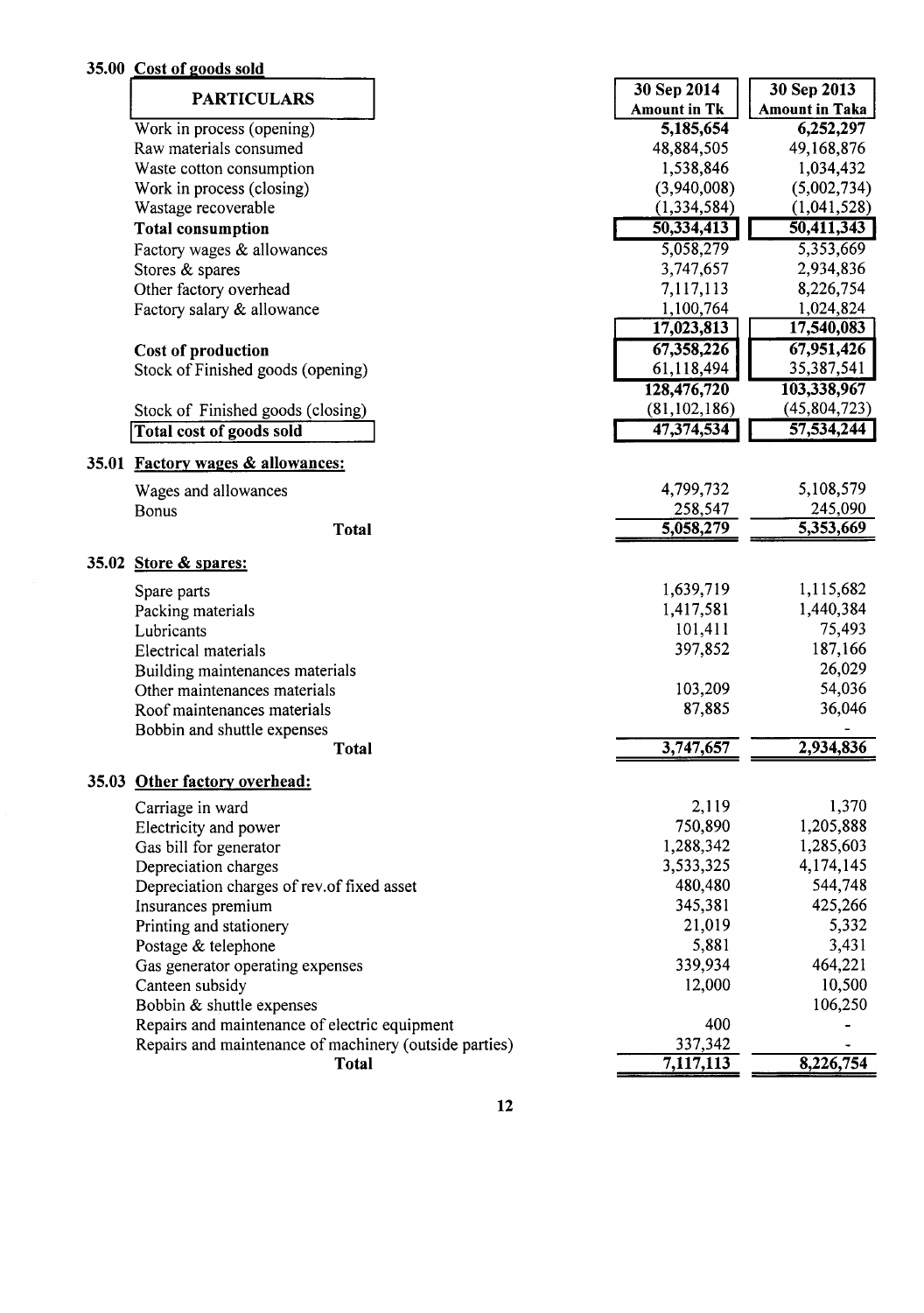### 35.00 Cost of goods sold

| PARTICULARS | 30 Sep 2014 Amount in Tk | 30 Sep 2013 Amount in Taka |
|---|---|---|
| Work in process (opening) | 5,185,654 | 6,252,297 |
| Raw materials consumed | 48,884,505 | 49,168,876 |
| Waste cotton consumption | 1,538,846 | 1,034,432 |
| Work in process (closing) | (3,940,008) | (5,002,734) |
| Wastage recoverable | (1,334,584) | (1,041,528) |
| **Total consumption** | 50,334,413 | 50,411,343 |
| Factory wages & allowances | 5,058,279 | 5,353,669 |
| Stores & spares | 3,747,657 | 2,934,836 |
| Other factory overhead | 7,117,113 | 8,226,754 |
| Factory salary & allowance | 1,100,764 | 1,024,824 |
| | 17,023,813 | 17,540,083 |
| **Cost of production** | 67,358,226 | 67,951,426 |
| Stock of Finished goods (opening) | 61,118,494 | 35,387,541 |
| | 128,476,720 | 103,338,967 |
| Stock of Finished goods (closing) | (81,102,186) | (45,804,723) |
| **Total cost of goods sold** | 47,374,534 | 57,534,244 |

### 35.01 Factory wages & allowances:

| | | |
|---|---|---|
| Wages and allowances | 4,799,732 | 5,108,579 |
| Bonus | 258,547 | 245,090 |
| **Total** | 5,058,279 | 5,353,669 |

### 35.02 Store & spares:

| | | |
|---|---|---|
| Spare parts | 1,639,719 | 1,115,682 |
| Packing materials | 1,417,581 | 1,440,384 |
| Lubricants | 101,411 | 75,493 |
| Electrical materials | 397,852 | 187,166 |
| Building maintenances materials | | 26,029 |
| Other maintenances materials | 103,209 | 54,036 |
| Roof maintenances materials | 87,885 | 36,046 |
| Bobbin and shuttle expenses | | - |
| **Total** | 3,747,657 | 2,934,836 |

### 35.03 Other factory overhead:

| | | |
|---|---|---|
| Carriage in ward | 2,119 | 1,370 |
| Electricity and power | 750,890 | 1,205,888 |
| Gas bill for generator | 1,288,342 | 1,285,603 |
| Depreciation charges | 3,533,325 | 4,174,145 |
| Depreciation charges of rev.of fixed asset | 480,480 | 544,748 |
| Insurances premium | 345,381 | 425,266 |
| Printing and stationery | 21,019 | 5,332 |
| Postage & telephone | 5,881 | 3,431 |
| Gas generator operating expenses | 339,934 | 464,221 |
| Canteen subsidy | 12,000 | 10,500 |
| Bobbin & shuttle expenses | | 106,250 |
| Repairs and maintenance of electric equipment | 400 | - |
| Repairs and maintenance of machinery (outside parties) | 337,342 | - |
| **Total** | 7,117,113 | 8,226,754 |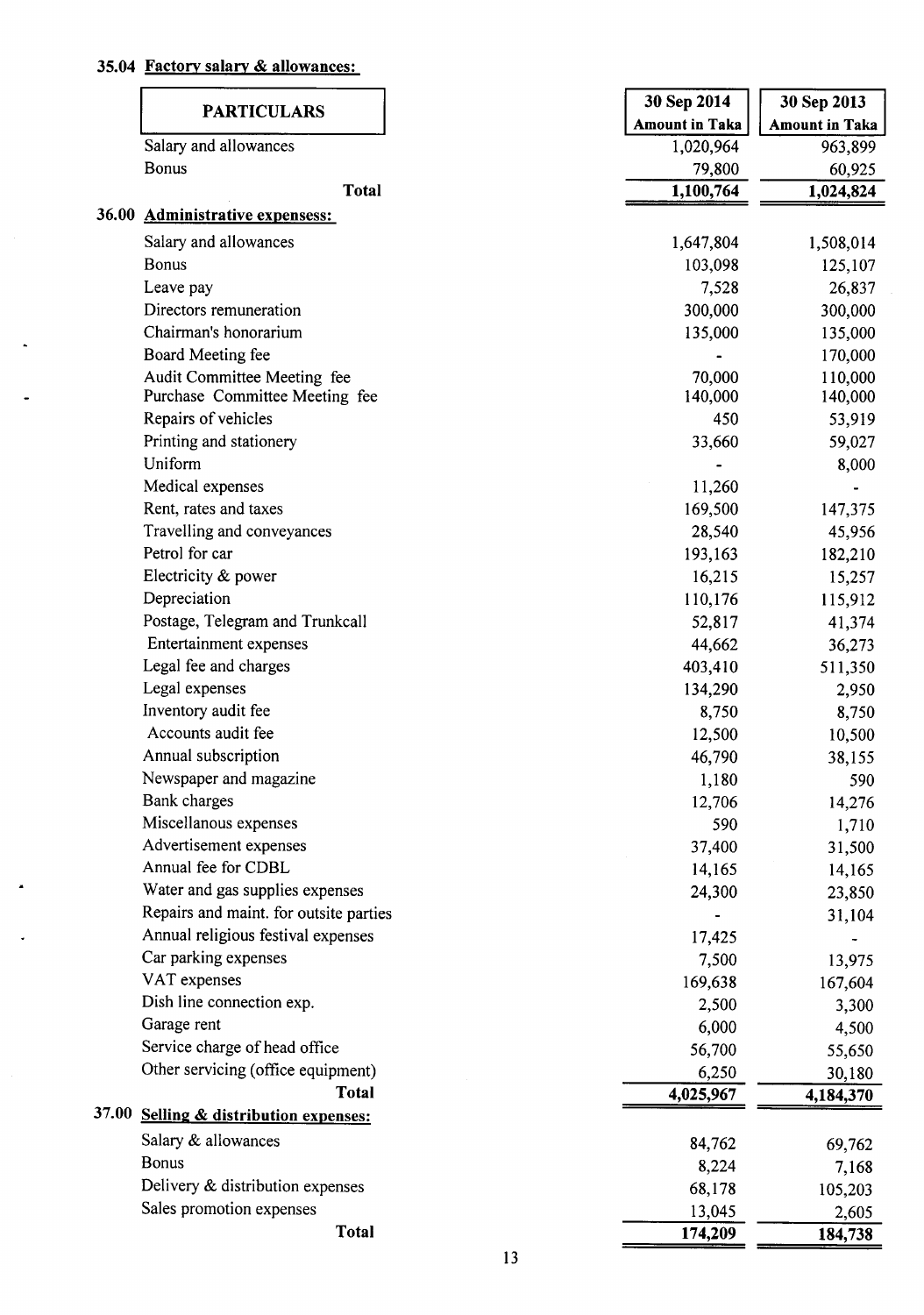### 35.04 Factory salary & allowances:

| PARTICULARS | 30 Sep 2014 Amount in Taka | 30 Sep 2013 Amount in Taka |
|---|---|---|
| Salary and allowances | 1,020,964 | 963,899 |
| Bonus | 79,800 | 60,925 |
| **Total** | **1,100,764** | **1,024,824** |

### 36.00 Administrative expensess:

| | | |
|---|---|---|
| Salary and allowances | 1,647,804 | 1,508,014 |
| Bonus | 103,098 | 125,107 |
| Leave pay | 7,528 | 26,837 |
| Directors remuneration | 300,000 | 300,000 |
| Chairman's honorarium | 135,000 | 135,000 |
| Board Meeting fee | - | 170,000 |
| Audit Committee Meeting fee | 70,000 | 110,000 |
| Purchase Committee Meeting fee | 140,000 | 140,000 |
| Repairs of vehicles | 450 | 53,919 |
| Printing and stationery | 33,660 | 59,027 |
| Uniform | - | 8,000 |
| Medical expenses | 11,260 | - |
| Rent, rates and taxes | 169,500 | 147,375 |
| Travelling and conveyances | 28,540 | 45,956 |
| Petrol for car | 193,163 | 182,210 |
| Electricity & power | 16,215 | 15,257 |
| Depreciation | 110,176 | 115,912 |
| Postage, Telegram and Trunkcall | 52,817 | 41,374 |
| Entertainment expenses | 44,662 | 36,273 |
| Legal fee and charges | 403,410 | 511,350 |
| Legal expenses | 134,290 | 2,950 |
| Inventory audit fee | 8,750 | 8,750 |
| Accounts audit fee | 12,500 | 10,500 |
| Annual subscription | 46,790 | 38,155 |
| Newspaper and magazine | 1,180 | 590 |
| Bank charges | 12,706 | 14,276 |
| Miscellanous expenses | 590 | 1,710 |
| Advertisement expenses | 37,400 | 31,500 |
| Annual fee for CDBL | 14,165 | 14,165 |
| Water and gas supplies expenses | 24,300 | 23,850 |
| Repairs and maint. for outsite parties | - | 31,104 |
| Annual religious festival expenses | 17,425 | - |
| Car parking expenses | 7,500 | 13,975 |
| VAT expenses | 169,638 | 167,604 |
| Dish line connection exp. | 2,500 | 3,300 |
| Garage rent | 6,000 | 4,500 |
| Service charge of head office | 56,700 | 55,650 |
| Other servicing (office equipment) | 6,250 | 30,180 |
| **Total** | **4,025,967** | **4,184,370** |

### 37.00 Selling & distribution expenses:

| | | |
|---|---|---|
| Salary & allowances | 84,762 | 69,762 |
| Bonus | 8,224 | 7,168 |
| Delivery & distribution expenses | 68,178 | 105,203 |
| Sales promotion expenses | 13,045 | 2,605 |
| **Total** | **174,209** | **184,738** |